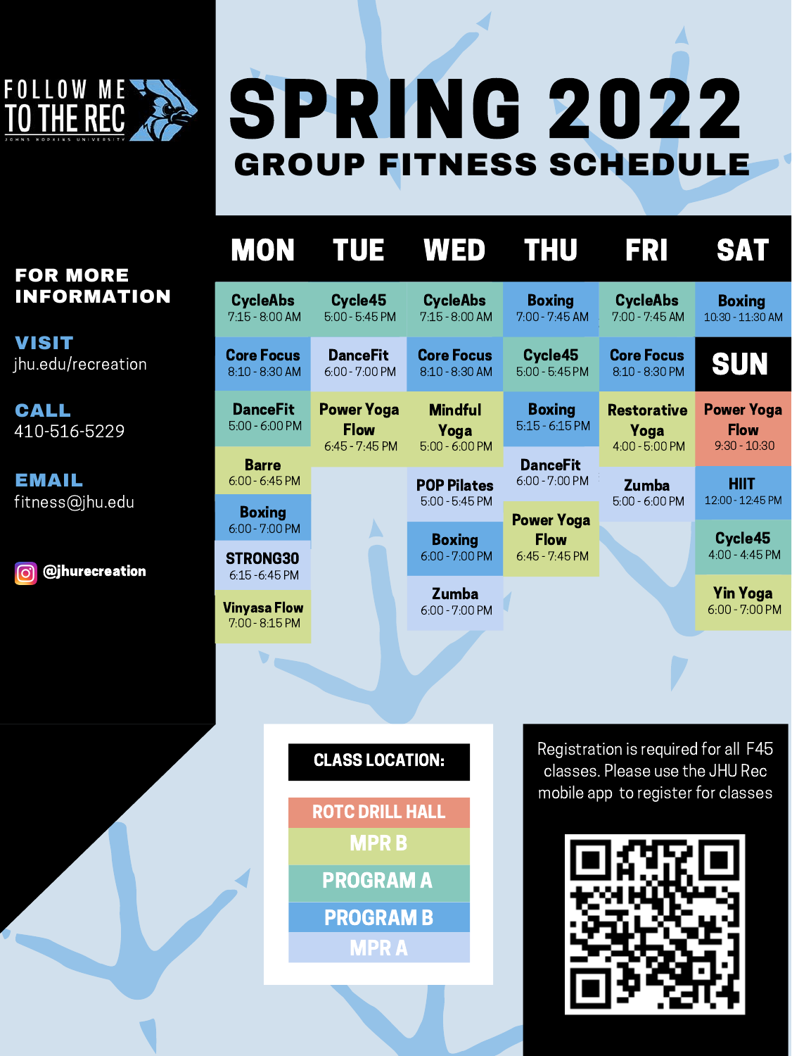FOLLOW ME TO THE REC

JOHNS HOPKINS UNIVERSITY

# SPRING 2022

## GROUP FITNESS SCHEDULE

| MON | TUE | WED | THU | FRI | SAT |
|---|---|---|---|---|---|
| CycleAbs 7:15 - 8:00 AM | Cycle45 5:00 - 5:45 PM | CycleAbs 7:15 - 8:00 AM | Boxing 7:00 - 7:45 AM | CycleAbs 7:00 - 7:45 AM | Boxing 10:30 - 11:30 AM |
| Core Focus 8:10 - 8:30 AM | DanceFit 6:00 - 7:00 PM | Core Focus 8:10 - 8:30 AM | Cycle45 5:00 - 5:45 PM | Core Focus 8:10 - 8:30 PM | **SUN** |
| DanceFit 5:00 - 6:00 PM | Power Yoga Flow 6:45 - 7:45 PM | Mindful Yoga 5:00 - 6:00 PM | Boxing 5:15 - 6:15 PM | Restorative Yoga 4:00 - 5:00 PM | Power Yoga Flow 9:30 - 10:30 |
| Barre 6:00 - 6:45 PM | | POP Pilates 5:00 - 5:45 PM | DanceFit 6:00 - 7:00 PM | Zumba 5:00 - 6:00 PM | HIIT 12:00 - 12:45 PM |
| Boxing 6:00 - 7:00 PM | | Boxing 6:00 - 7:00 PM | Power Yoga Flow 6:45 - 7:45 PM | | Cycle45 4:00 - 4:45 PM |
| STRONG30 6:15 - 6:45 PM | | Zumba 6:00 - 7:00 PM | | | Yin Yoga 6:00 - 7:00 PM |
| Vinyasa Flow 7:00 - 8:15 PM | | | | | |

**FOR MORE INFORMATION**

**VISIT**
jhu.edu/recreation

**CALL**
410-516-5229

**EMAIL**
fitness@jhu.edu

@jhurecreation

**CLASS LOCATION:**

- ROTC DRILL HALL
- MPR B
- PROGRAM A
- PROGRAM B
- MPR A

Registration is required for all F45 classes. Please use the JHU Rec mobile app to register for classes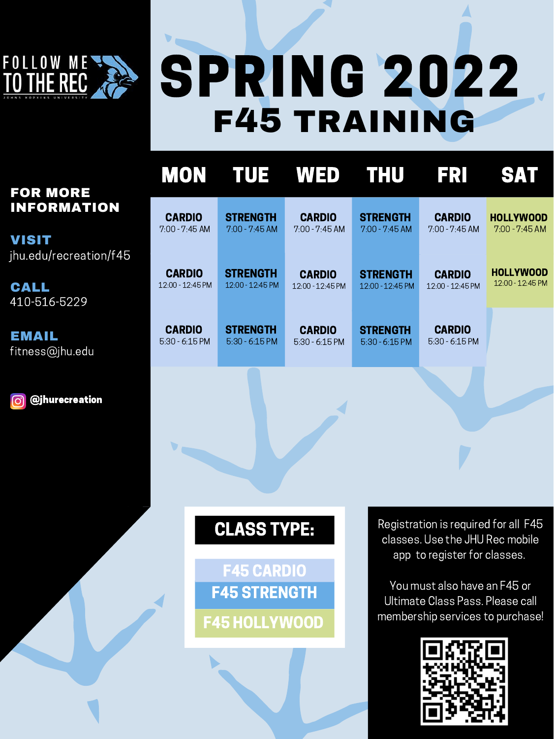FOLLOW ME TO THE REC

JOHNS HOPKINS UNIVERSITY

# SPRING 2022

## F45 TRAINING

| MON | TUE | WED | THU | FRI | SAT |
|---|---|---|---|---|---|
| **CARDIO** 7:00 - 7:45 AM | **STRENGTH** 7:00 - 7:45 AM | **CARDIO** 7:00 - 7:45 AM | **STRENGTH** 7:00 - 7:45 AM | **CARDIO** 7:00 - 7:45 AM | **HOLLYWOOD** 7:00 - 7:45 AM |
| **CARDIO** 12:00 - 12:45 PM | **STRENGTH** 12:00 - 12:45 PM | **CARDIO** 12:00 - 12:45 PM | **STRENGTH** 12:00 - 12:45 PM | **CARDIO** 12:00 - 12:45 PM | **HOLLYWOOD** 12:00 - 12:45 PM |
| **CARDIO** 5:30 - 6:15 PM | **STRENGTH** 5:30 - 6:15 PM | **CARDIO** 5:30 - 6:15 PM | **STRENGTH** 5:30 - 6:15 PM | **CARDIO** 5:30 - 6:15 PM | |

### FOR MORE INFORMATION

**VISIT**
jhu.edu/recreation/f45

**CALL**
410-516-5229

**EMAIL**
fitness@jhu.edu

@jhurecreation

**CLASS TYPE:**

- F45 CARDIO
- F45 STRENGTH
- F45 HOLLYWOOD

Registration is required for all F45 classes. Use the JHU Rec mobile app to register for classes.

You must also have an F45 or Ultimate Class Pass. Please call membership services to purchase!